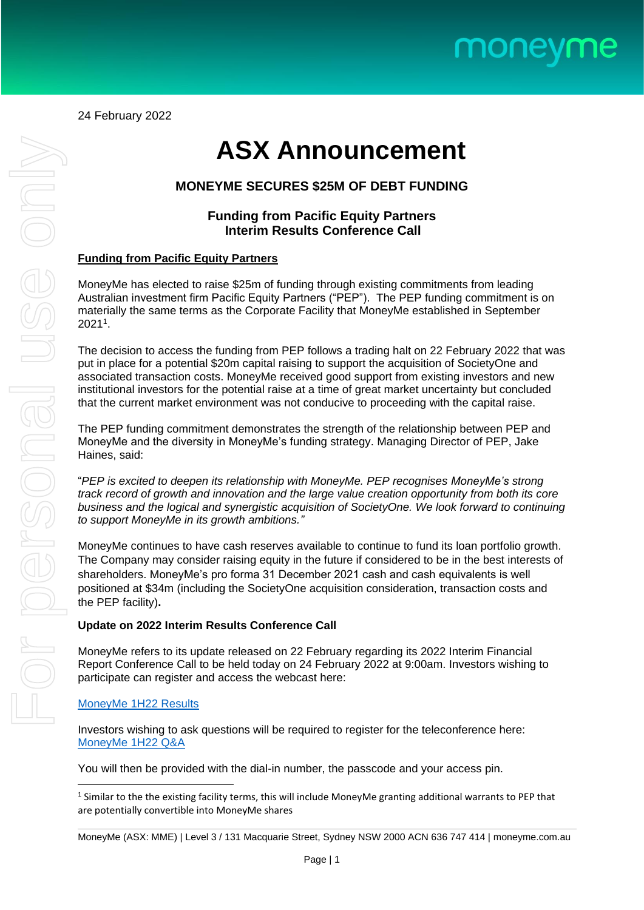24 February 2022

# ASX Announcement

## MONEYME SECURES $25M OF DEBT FUNDING

**Funding from Pacific Equity Partners**
**Interim Results Conference Call**

**Funding from Pacific Equity Partners**

MoneyMe has elected to raise $25m of funding through existing commitments from leading Australian investment firm Pacific Equity Partners ("PEP"). The PEP funding commitment is on materially the same terms as the Corporate Facility that MoneyMe established in September 2021[1].

The decision to access the funding from PEP follows a trading halt on 22 February 2022 that was put in place for a potential $20m capital raising to support the acquisition of SocietyOne and associated transaction costs. MoneyMe received good support from existing investors and new institutional investors for the potential raise at a time of great market uncertainty but concluded that the current market environment was not conducive to proceeding with the capital raise.

The PEP funding commitment demonstrates the strength of the relationship between PEP and MoneyMe and the diversity in MoneyMe's funding strategy. Managing Director of PEP, Jake Haines, said:

"*PEP is excited to deepen its relationship with MoneyMe. PEP recognises MoneyMe's strong track record of growth and innovation and the large value creation opportunity from both its core business and the logical and synergistic acquisition of SocietyOne. We look forward to continuing to support MoneyMe in its growth ambitions."*

MoneyMe continues to have cash reserves available to continue to fund its loan portfolio growth. The Company may consider raising equity in the future if considered to be in the best interests of shareholders. MoneyMe's pro forma 31 December 2021 cash and cash equivalents is well positioned at $34m (including the SocietyOne acquisition consideration, transaction costs and the PEP facility).

**Update on 2022 Interim Results Conference Call**

MoneyMe refers to its update released on 22 February regarding its 2022 Interim Financial Report Conference Call to be held today on 24 February 2022 at 9:00am. Investors wishing to participate can register and access the webcast here:

MoneyMe 1H22 Results

Investors wishing to ask questions will be required to register for the teleconference here: MoneyMe 1H22 Q&A

You will then be provided with the dial-in number, the passcode and your access pin.

---

[1] Similar to the the existing facility terms, this will include MoneyMe granting additional warrants to PEP that are potentially convertible into MoneyMe shares

MoneyMe (ASX: MME) | Level 3 / 131 Macquarie Street, Sydney NSW 2000 ACN 636 747 414 | moneyme.com.au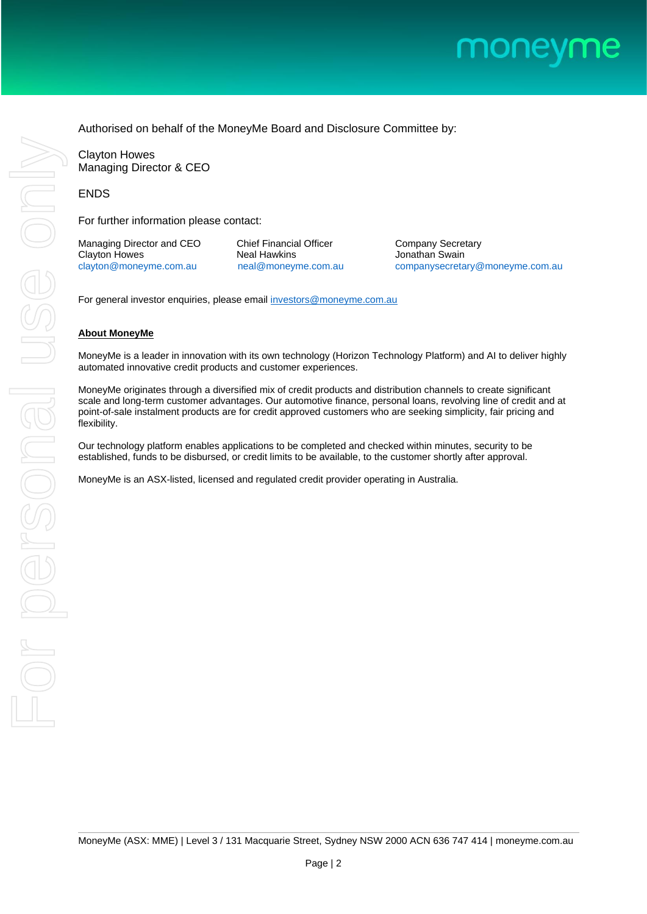Authorised on behalf of the MoneyMe Board and Disclosure Committee by:

Clayton Howes
Managing Director & CEO

ENDS

For further information please contact:

| | | |
|---|---|---|
| Managing Director and CEO | Chief Financial Officer | Company Secretary |
| Clayton Howes | Neal Hawkins | Jonathan Swain |
| clayton@moneyme.com.au | neal@moneyme.com.au | companysecretary@moneyme.com.au |

For general investor enquiries, please email investors@moneyme.com.au

**About MoneyMe**

MoneyMe is a leader in innovation with its own technology (Horizon Technology Platform) and AI to deliver highly automated innovative credit products and customer experiences.

MoneyMe originates through a diversified mix of credit products and distribution channels to create significant scale and long-term customer advantages. Our automotive finance, personal loans, revolving line of credit and at point-of-sale instalment products are for credit approved customers who are seeking simplicity, fair pricing and flexibility.

Our technology platform enables applications to be completed and checked within minutes, security to be established, funds to be disbursed, or credit limits to be available, to the customer shortly after approval.

MoneyMe is an ASX-listed, licensed and regulated credit provider operating in Australia.